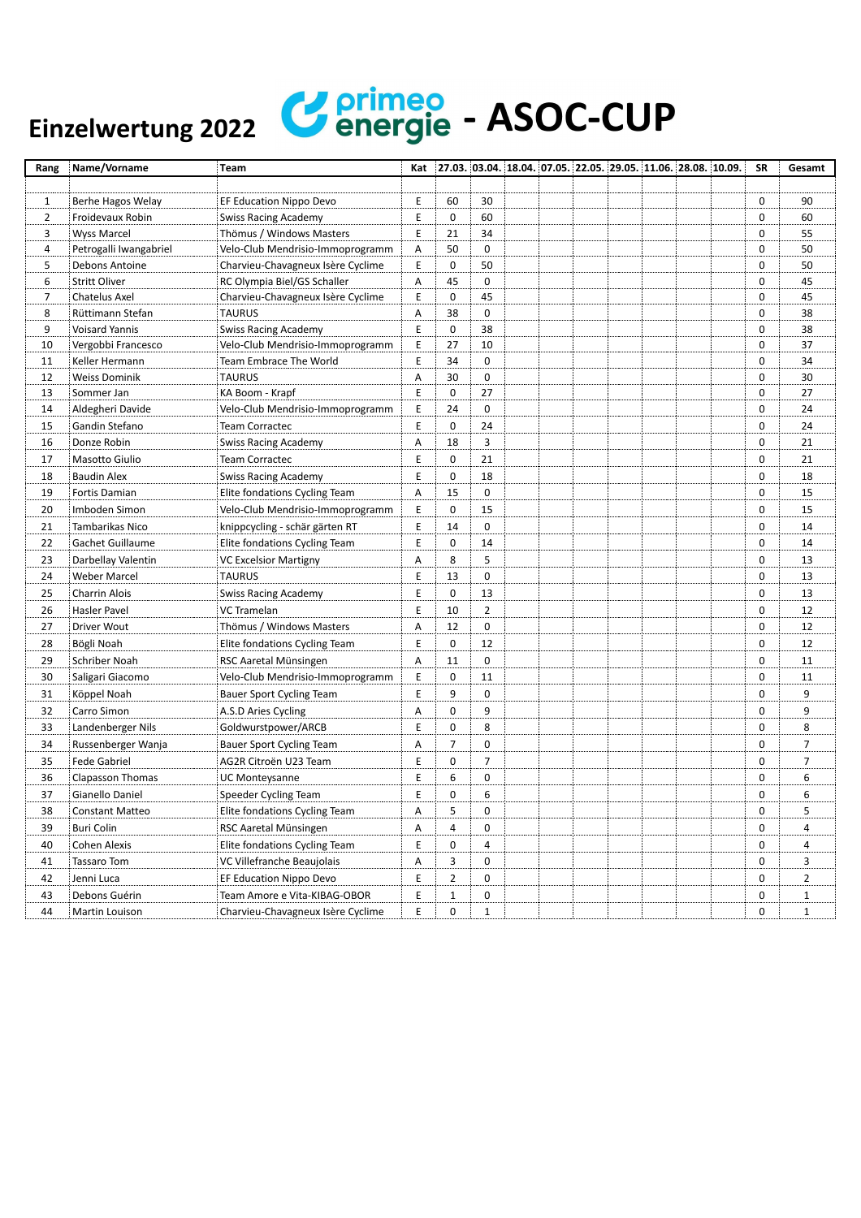# Einzelwertung 2022 primeo energie - ASOC-CUP

| Rang | Name/Vorname | Team | Kat | 27.03. | 03.04. | 18.04. | 07.05. | 22.05. | 29.05. | 11.06. | 28.08. | 10.09. | SR | Gesamt |
|---|---|---|---|---|---|---|---|---|---|---|---|---|---|---|
| 1 | Berhe Hagos Welay | EF Education Nippo Devo | E | 60 | 30 | | | | | | | | 0 | 90 |
| 2 | Froidevaux Robin | Swiss Racing Academy | E | 0 | 60 | | | | | | | | 0 | 60 |
| 3 | Wyss Marcel | Thömus / Windows Masters | E | 21 | 34 | | | | | | | | 0 | 55 |
| 4 | Petrogalli Iwangabriel | Velo-Club Mendrisio-Immoprogramm | A | 50 | 0 | | | | | | | | 0 | 50 |
| 5 | Debons Antoine | Charvieu-Chavagneux Isère Cyclime | E | 0 | 50 | | | | | | | | 0 | 50 |
| 6 | Stritt Oliver | RC Olympia Biel/GS Schaller | A | 45 | 0 | | | | | | | | 0 | 45 |
| 7 | Chatelus Axel | Charvieu-Chavagneux Isère Cyclime | E | 0 | 45 | | | | | | | | 0 | 45 |
| 8 | Rüttimann Stefan | TAURUS | A | 38 | 0 | | | | | | | | 0 | 38 |
| 9 | Voisard Yannis | Swiss Racing Academy | E | 0 | 38 | | | | | | | | 0 | 38 |
| 10 | Vergobbi Francesco | Velo-Club Mendrisio-Immoprogramm | E | 27 | 10 | | | | | | | | 0 | 37 |
| 11 | Keller Hermann | Team Embrace The World | E | 34 | 0 | | | | | | | | 0 | 34 |
| 12 | Weiss Dominik | TAURUS | A | 30 | 0 | | | | | | | | 0 | 30 |
| 13 | Sommer Jan | KA Boom - Krapf | E | 0 | 27 | | | | | | | | 0 | 27 |
| 14 | Aldegheri Davide | Velo-Club Mendrisio-Immoprogramm | E | 24 | 0 | | | | | | | | 0 | 24 |
| 15 | Gandin Stefano | Team Corractec | E | 0 | 24 | | | | | | | | 0 | 24 |
| 16 | Donze Robin | Swiss Racing Academy | A | 18 | 3 | | | | | | | | 0 | 21 |
| 17 | Masotto Giulio | Team Corractec | E | 0 | 21 | | | | | | | | 0 | 21 |
| 18 | Baudin Alex | Swiss Racing Academy | E | 0 | 18 | | | | | | | | 0 | 18 |
| 19 | Fortis Damian | Elite fondations Cycling Team | A | 15 | 0 | | | | | | | | 0 | 15 |
| 20 | Imboden Simon | Velo-Club Mendrisio-Immoprogramm | E | 0 | 15 | | | | | | | | 0 | 15 |
| 21 | Tambarikas Nico | knippcycling - schär gärten RT | E | 14 | 0 | | | | | | | | 0 | 14 |
| 22 | Gachet Guillaume | Elite fondations Cycling Team | E | 0 | 14 | | | | | | | | 0 | 14 |
| 23 | Darbellay Valentin | VC Excelsior Martigny | A | 8 | 5 | | | | | | | | 0 | 13 |
| 24 | Weber Marcel | TAURUS | E | 13 | 0 | | | | | | | | 0 | 13 |
| 25 | Charrin Alois | Swiss Racing Academy | E | 0 | 13 | | | | | | | | 0 | 13 |
| 26 | Hasler Pavel | VC Tramelan | E | 10 | 2 | | | | | | | | 0 | 12 |
| 27 | Driver Wout | Thömus / Windows Masters | A | 12 | 0 | | | | | | | | 0 | 12 |
| 28 | Bögli Noah | Elite fondations Cycling Team | E | 0 | 12 | | | | | | | | 0 | 12 |
| 29 | Schriber Noah | RSC Aaretal Münsingen | A | 11 | 0 | | | | | | | | 0 | 11 |
| 30 | Saligari Giacomo | Velo-Club Mendrisio-Immoprogramm | E | 0 | 11 | | | | | | | | 0 | 11 |
| 31 | Köppel Noah | Bauer Sport Cycling Team | E | 9 | 0 | | | | | | | | 0 | 9 |
| 32 | Carro Simon | A.S.D Aries Cycling | A | 0 | 9 | | | | | | | | 0 | 9 |
| 33 | Landenberger Nils | Goldwurstpower/ARCB | E | 0 | 8 | | | | | | | | 0 | 8 |
| 34 | Russenberger Wanja | Bauer Sport Cycling Team | A | 7 | 0 | | | | | | | | 0 | 7 |
| 35 | Fede Gabriel | AG2R Citroën U23 Team | E | 0 | 7 | | | | | | | | 0 | 7 |
| 36 | Clapasson Thomas | UC Monteysanne | E | 6 | 0 | | | | | | | | 0 | 6 |
| 37 | Gianello Daniel | Speeder Cycling Team | E | 0 | 6 | | | | | | | | 0 | 6 |
| 38 | Constant Matteo | Elite fondations Cycling Team | A | 5 | 0 | | | | | | | | 0 | 5 |
| 39 | Buri Colin | RSC Aaretal Münsingen | A | 4 | 0 | | | | | | | | 0 | 4 |
| 40 | Cohen Alexis | Elite fondations Cycling Team | E | 0 | 4 | | | | | | | | 0 | 4 |
| 41 | Tassaro Tom | VC Villefranche Beaujolais | A | 3 | 0 | | | | | | | | 0 | 3 |
| 42 | Jenni Luca | EF Education Nippo Devo | E | 2 | 0 | | | | | | | | 0 | 2 |
| 43 | Debons Guérin | Team Amore e Vita-KIBAG-OBOR | E | 1 | 0 | | | | | | | | 0 | 1 |
| 44 | Martin Louison | Charvieu-Chavagneux Isère Cyclime | E | 0 | 1 | | | | | | | | 0 | 1 |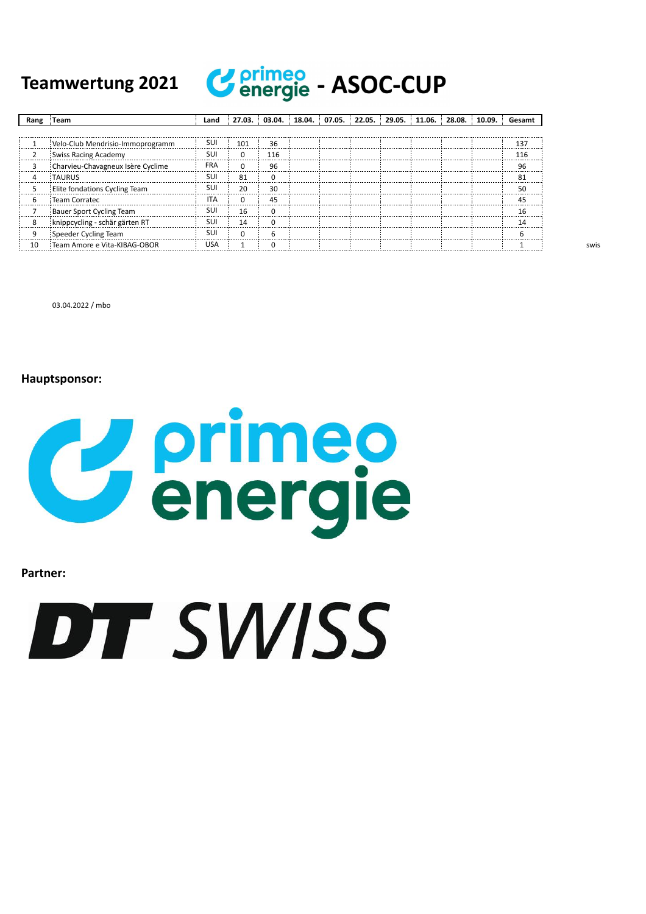# Teamwertung 2021 primeo energie - ASOC-CUP

| Rang | Team | Land | 27.03. | 03.04. | 18.04. | 07.05. | 22.05. | 29.05. | 11.06. | 28.08. | 10.09. | Gesamt |
|---|---|---|---|---|---|---|---|---|---|---|---|---|
| 1 | Velo-Club Mendrisio-Immoprogramm | SUI | 101 | 36 | | | | | | | | 137 |
| 2 | Swiss Racing Academy | SUI | 0 | 116 | | | | | | | | 116 |
| 3 | Charvieu-Chavagneux Isère Cyclime | FRA | 0 | 96 | | | | | | | | 96 |
| 4 | TAURUS | SUI | 81 | 0 | | | | | | | | 81 |
| 5 | Elite fondations Cycling Team | SUI | 20 | 30 | | | | | | | | 50 |
| 6 | Team Corratec | ITA | 0 | 45 | | | | | | | | 45 |
| 7 | Bauer Sport Cycling Team | SUI | 16 | 0 | | | | | | | | 16 |
| 8 | knippcycling - schär gärten RT | SUI | 14 | 0 | | | | | | | | 14 |
| 9 | Speeder Cycling Team | SUI | 0 | 6 | | | | | | | | 6 |
| 10 | Team Amore e Vita-KIBAG-OBOR | USA | 1 | 0 | | | | | | | | 1 |

swis

03.04.2022 / mbo

**Hauptsponsor:**

primeo energie

**Partner:**

DT SWISS